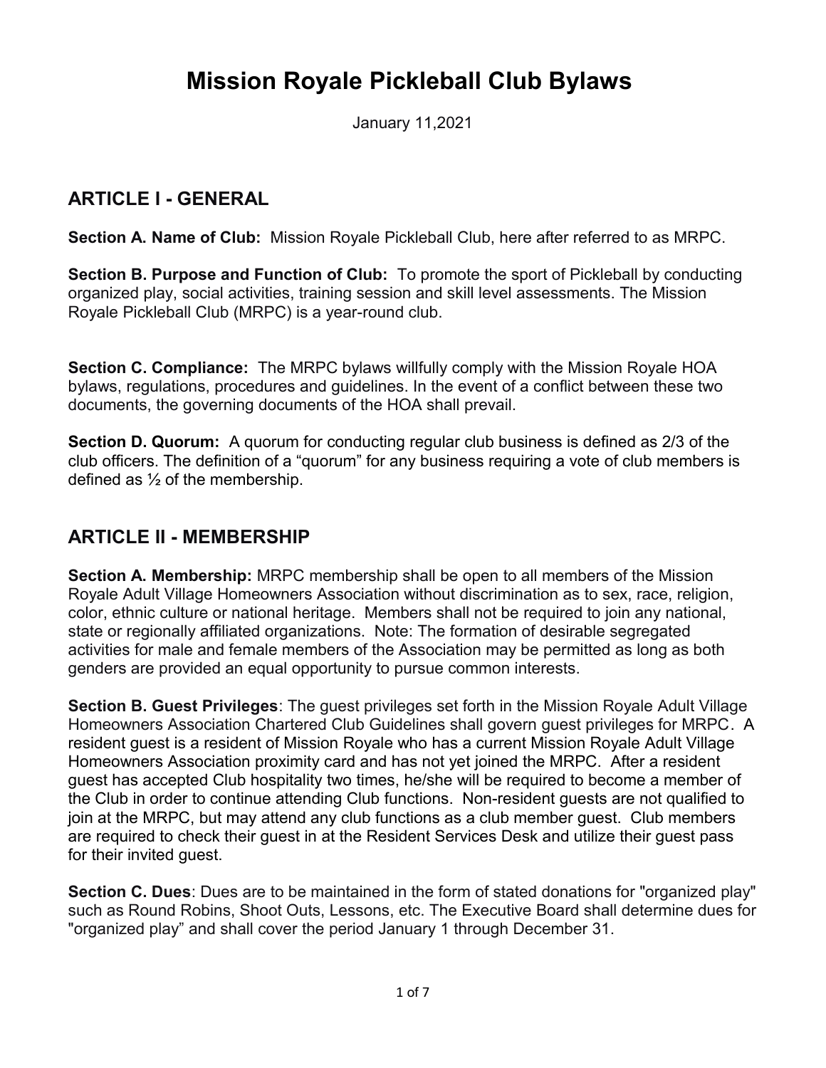# Mission Royale Pickleball Club Bylaws

January 11,2021

## ARTICLE I - GENERAL

**Section A. Name of Club:** Mission Royale Pickleball Club, here after referred to as MRPC.

**Section B. Purpose and Function of Club:** To promote the sport of Pickleball by conducting organized play, social activities, training session and skill level assessments. The Mission Royale Pickleball Club (MRPC) is a year-round club.

**Section C. Compliance:** The MRPC bylaws willfully comply with the Mission Royale HOA bylaws, regulations, procedures and guidelines. In the event of a conflict between these two documents, the governing documents of the HOA shall prevail.

**Section D. Quorum:** A quorum for conducting regular club business is defined as 2/3 of the club officers. The definition of a "quorum" for any business requiring a vote of club members is defined as ½ of the membership.

## ARTICLE II - MEMBERSHIP

**Section A. Membership:** MRPC membership shall be open to all members of the Mission Royale Adult Village Homeowners Association without discrimination as to sex, race, religion, color, ethnic culture or national heritage. Members shall not be required to join any national, state or regionally affiliated organizations. Note: The formation of desirable segregated activities for male and female members of the Association may be permitted as long as both genders are provided an equal opportunity to pursue common interests.

**Section B. Guest Privileges**: The guest privileges set forth in the Mission Royale Adult Village Homeowners Association Chartered Club Guidelines shall govern guest privileges for MRPC. A resident guest is a resident of Mission Royale who has a current Mission Royale Adult Village Homeowners Association proximity card and has not yet joined the MRPC. After a resident guest has accepted Club hospitality two times, he/she will be required to become a member of the Club in order to continue attending Club functions. Non-resident guests are not qualified to join at the MRPC, but may attend any club functions as a club member guest. Club members are required to check their guest in at the Resident Services Desk and utilize their guest pass for their invited guest.

**Section C. Dues**: Dues are to be maintained in the form of stated donations for "organized play" such as Round Robins, Shoot Outs, Lessons, etc. The Executive Board shall determine dues for "organized play" and shall cover the period January 1 through December 31.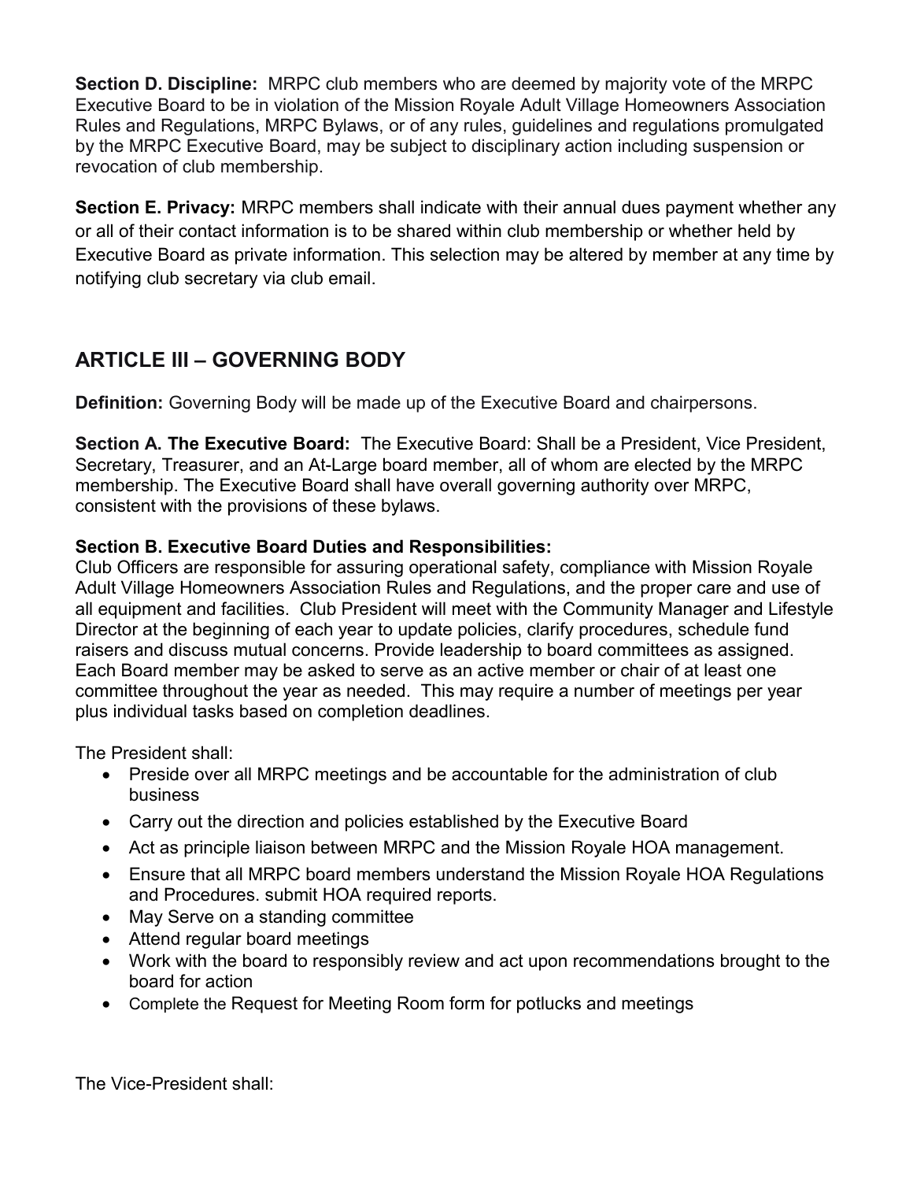**Section D. Discipline:** MRPC club members who are deemed by majority vote of the MRPC Executive Board to be in violation of the Mission Royale Adult Village Homeowners Association Rules and Regulations, MRPC Bylaws, or of any rules, guidelines and regulations promulgated by the MRPC Executive Board, may be subject to disciplinary action including suspension or revocation of club membership.

**Section E. Privacy:** MRPC members shall indicate with their annual dues payment whether any or all of their contact information is to be shared within club membership or whether held by Executive Board as private information. This selection may be altered by member at any time by notifying club secretary via club email.

## ARTICLE III – GOVERNING BODY

**Definition:** Governing Body will be made up of the Executive Board and chairpersons.

**Section A. The Executive Board:** The Executive Board: Shall be a President, Vice President, Secretary, Treasurer, and an At-Large board member, all of whom are elected by the MRPC membership. The Executive Board shall have overall governing authority over MRPC, consistent with the provisions of these bylaws.

**Section B. Executive Board Duties and Responsibilities:**
Club Officers are responsible for assuring operational safety, compliance with Mission Royale Adult Village Homeowners Association Rules and Regulations, and the proper care and use of all equipment and facilities. Club President will meet with the Community Manager and Lifestyle Director at the beginning of each year to update policies, clarify procedures, schedule fund raisers and discuss mutual concerns. Provide leadership to board committees as assigned. Each Board member may be asked to serve as an active member or chair of at least one committee throughout the year as needed. This may require a number of meetings per year plus individual tasks based on completion deadlines.

The President shall:

- Preside over all MRPC meetings and be accountable for the administration of club business
- Carry out the direction and policies established by the Executive Board
- Act as principle liaison between MRPC and the Mission Royale HOA management.
- Ensure that all MRPC board members understand the Mission Royale HOA Regulations and Procedures. submit HOA required reports.
- May Serve on a standing committee
- Attend regular board meetings
- Work with the board to responsibly review and act upon recommendations brought to the board for action
- Complete the Request for Meeting Room form for potlucks and meetings

The Vice-President shall: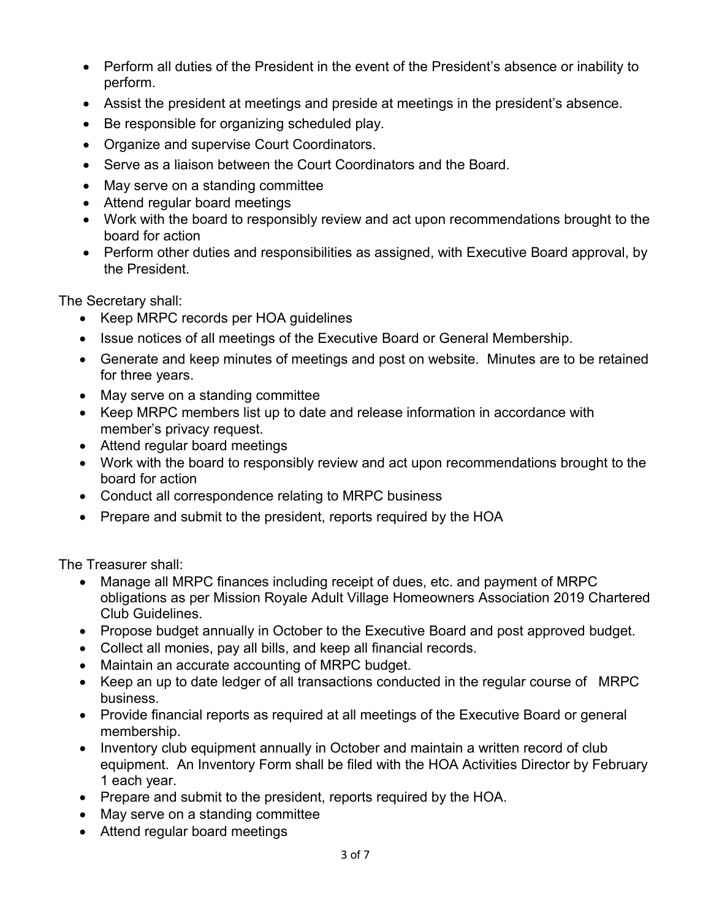- Perform all duties of the President in the event of the President's absence or inability to perform.
- Assist the president at meetings and preside at meetings in the president's absence.
- Be responsible for organizing scheduled play.
- Organize and supervise Court Coordinators.
- Serve as a liaison between the Court Coordinators and the Board.
- May serve on a standing committee
- Attend regular board meetings
- Work with the board to responsibly review and act upon recommendations brought to the board for action
- Perform other duties and responsibilities as assigned, with Executive Board approval, by the President.

The Secretary shall:

- Keep MRPC records per HOA guidelines
- Issue notices of all meetings of the Executive Board or General Membership.
- Generate and keep minutes of meetings and post on website. Minutes are to be retained for three years.
- May serve on a standing committee
- Keep MRPC members list up to date and release information in accordance with member's privacy request.
- Attend regular board meetings
- Work with the board to responsibly review and act upon recommendations brought to the board for action
- Conduct all correspondence relating to MRPC business
- Prepare and submit to the president, reports required by the HOA

The Treasurer shall:

- Manage all MRPC finances including receipt of dues, etc. and payment of MRPC obligations as per Mission Royale Adult Village Homeowners Association 2019 Chartered Club Guidelines.
- Propose budget annually in October to the Executive Board and post approved budget.
- Collect all monies, pay all bills, and keep all financial records.
- Maintain an accurate accounting of MRPC budget.
- Keep an up to date ledger of all transactions conducted in the regular course of MRPC business.
- Provide financial reports as required at all meetings of the Executive Board or general membership.
- Inventory club equipment annually in October and maintain a written record of club equipment. An Inventory Form shall be filed with the HOA Activities Director by February 1 each year.
- Prepare and submit to the president, reports required by the HOA.
- May serve on a standing committee
- Attend regular board meetings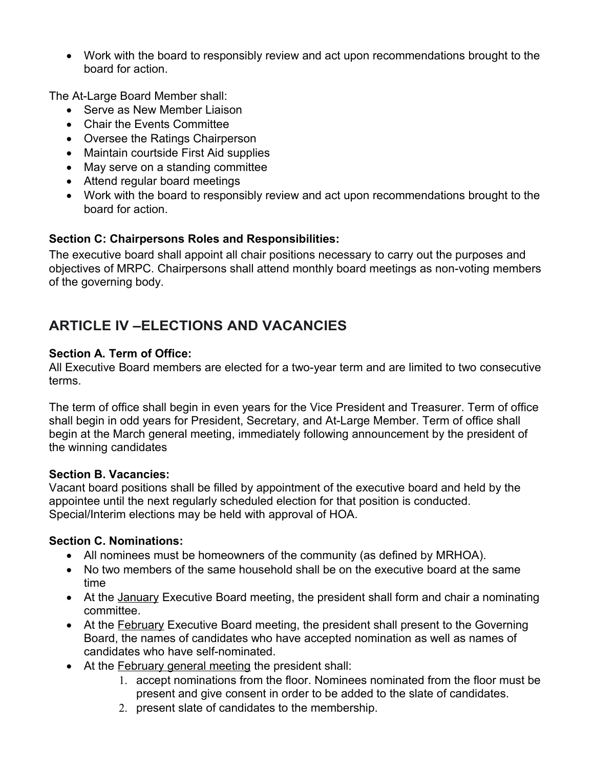- Work with the board to responsibly review and act upon recommendations brought to the board for action.

The At-Large Board Member shall:

- Serve as New Member Liaison
- Chair the Events Committee
- Oversee the Ratings Chairperson
- Maintain courtside First Aid supplies
- May serve on a standing committee
- Attend regular board meetings
- Work with the board to responsibly review and act upon recommendations brought to the board for action.

**Section C: Chairpersons Roles and Responsibilities:**

The executive board shall appoint all chair positions necessary to carry out the purposes and objectives of MRPC. Chairpersons shall attend monthly board meetings as non-voting members of the governing body.

## ARTICLE IV –ELECTIONS AND VACANCIES

**Section A. Term of Office:**

All Executive Board members are elected for a two-year term and are limited to two consecutive terms.

The term of office shall begin in even years for the Vice President and Treasurer. Term of office shall begin in odd years for President, Secretary, and At-Large Member. Term of office shall begin at the March general meeting, immediately following announcement by the president of the winning candidates

**Section B. Vacancies:**

Vacant board positions shall be filled by appointment of the executive board and held by the appointee until the next regularly scheduled election for that position is conducted. Special/Interim elections may be held with approval of HOA.

**Section C. Nominations:**

- All nominees must be homeowners of the community (as defined by MRHOA).
- No two members of the same household shall be on the executive board at the same time
- At the January Executive Board meeting, the president shall form and chair a nominating committee.
- At the February Executive Board meeting, the president shall present to the Governing Board, the names of candidates who have accepted nomination as well as names of candidates who have self-nominated.
- At the February general meeting the president shall:
    1. accept nominations from the floor. Nominees nominated from the floor must be present and give consent in order to be added to the slate of candidates.
    2. present slate of candidates to the membership.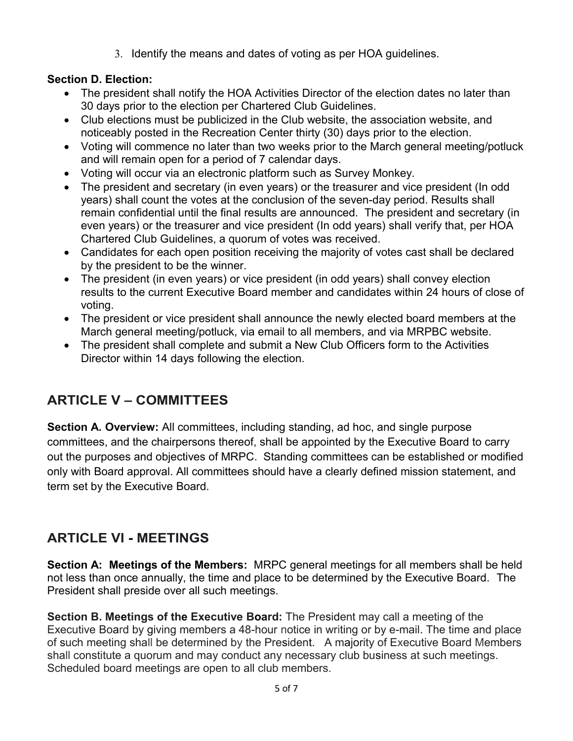3. Identify the means and dates of voting as per HOA guidelines.

**Section D. Election:**

- The president shall notify the HOA Activities Director of the election dates no later than 30 days prior to the election per Chartered Club Guidelines.
- Club elections must be publicized in the Club website, the association website, and noticeably posted in the Recreation Center thirty (30) days prior to the election.
- Voting will commence no later than two weeks prior to the March general meeting/potluck and will remain open for a period of 7 calendar days.
- Voting will occur via an electronic platform such as Survey Monkey.
- The president and secretary (in even years) or the treasurer and vice president (In odd years) shall count the votes at the conclusion of the seven-day period. Results shall remain confidential until the final results are announced. The president and secretary (in even years) or the treasurer and vice president (In odd years) shall verify that, per HOA Chartered Club Guidelines, a quorum of votes was received.
- Candidates for each open position receiving the majority of votes cast shall be declared by the president to be the winner.
- The president (in even years) or vice president (in odd years) shall convey election results to the current Executive Board member and candidates within 24 hours of close of voting.
- The president or vice president shall announce the newly elected board members at the March general meeting/potluck, via email to all members, and via MRPBC website.
- The president shall complete and submit a New Club Officers form to the Activities Director within 14 days following the election.

## ARTICLE V – COMMITTEES

**Section A. Overview:** All committees, including standing, ad hoc, and single purpose committees, and the chairpersons thereof, shall be appointed by the Executive Board to carry out the purposes and objectives of MRPC. Standing committees can be established or modified only with Board approval. All committees should have a clearly defined mission statement, and term set by the Executive Board.

## ARTICLE VI - MEETINGS

**Section A: Meetings of the Members:** MRPC general meetings for all members shall be held not less than once annually, the time and place to be determined by the Executive Board. The President shall preside over all such meetings.

**Section B. Meetings of the Executive Board:** The President may call a meeting of the Executive Board by giving members a 48-hour notice in writing or by e-mail. The time and place of such meeting shall be determined by the President. A majority of Executive Board Members shall constitute a quorum and may conduct any necessary club business at such meetings. Scheduled board meetings are open to all club members.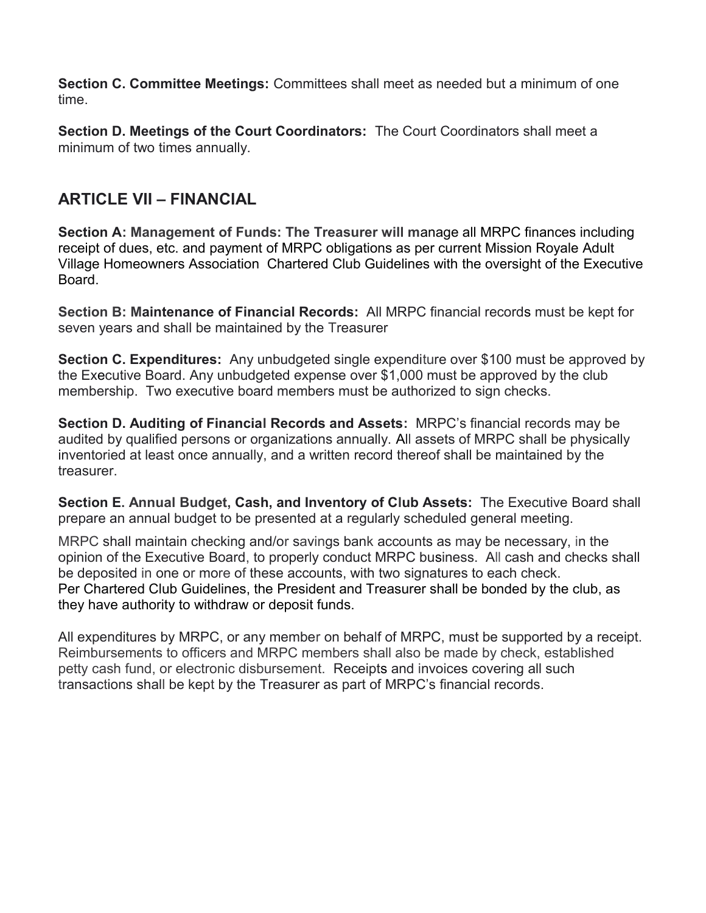**Section C. Committee Meetings:** Committees shall meet as needed but a minimum of one time.

**Section D. Meetings of the Court Coordinators:** The Court Coordinators shall meet a minimum of two times annually.

## ARTICLE VII – FINANCIAL

**Section A: Management of Funds: The Treasurer will m**anage all MRPC finances including receipt of dues, etc. and payment of MRPC obligations as per current Mission Royale Adult Village Homeowners Association Chartered Club Guidelines with the oversight of the Executive Board.

**Section B: Maintenance of Financial Records:** All MRPC financial records must be kept for seven years and shall be maintained by the Treasurer

**Section C. Expenditures:** Any unbudgeted single expenditure over $100 must be approved by the Executive Board. Any unbudgeted expense over $1,000 must be approved by the club membership. Two executive board members must be authorized to sign checks.

**Section D. Auditing of Financial Records and Assets:** MRPC's financial records may be audited by qualified persons or organizations annually. All assets of MRPC shall be physically inventoried at least once annually, and a written record thereof shall be maintained by the treasurer.

**Section E. Annual Budget, Cash, and Inventory of Club Assets:** The Executive Board shall prepare an annual budget to be presented at a regularly scheduled general meeting.

MRPC shall maintain checking and/or savings bank accounts as may be necessary, in the opinion of the Executive Board, to properly conduct MRPC business. All cash and checks shall be deposited in one or more of these accounts, with two signatures to each check.
Per Chartered Club Guidelines, the President and Treasurer shall be bonded by the club, as they have authority to withdraw or deposit funds.

All expenditures by MRPC, or any member on behalf of MRPC, must be supported by a receipt. Reimbursements to officers and MRPC members shall also be made by check, established petty cash fund, or electronic disbursement. Receipts and invoices covering all such transactions shall be kept by the Treasurer as part of MRPC's financial records.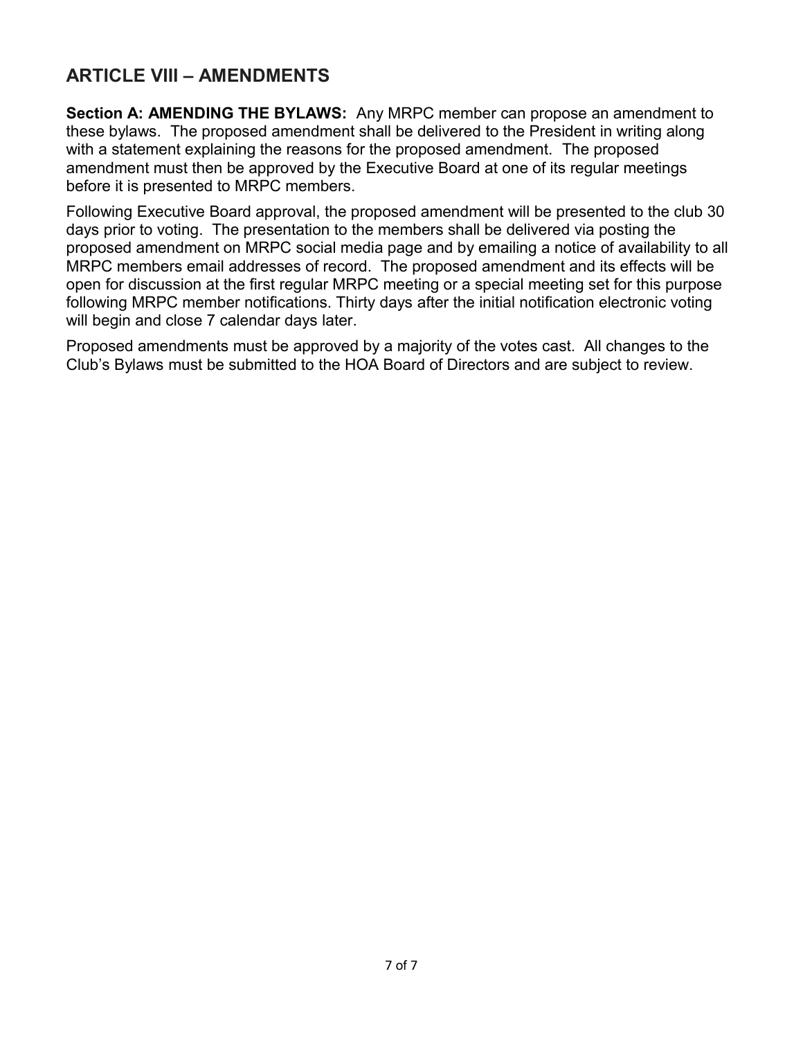## ARTICLE VIII – AMENDMENTS

**Section A: AMENDING THE BYLAWS:** Any MRPC member can propose an amendment to these bylaws. The proposed amendment shall be delivered to the President in writing along with a statement explaining the reasons for the proposed amendment. The proposed amendment must then be approved by the Executive Board at one of its regular meetings before it is presented to MRPC members.

Following Executive Board approval, the proposed amendment will be presented to the club 30 days prior to voting. The presentation to the members shall be delivered via posting the proposed amendment on MRPC social media page and by emailing a notice of availability to all MRPC members email addresses of record. The proposed amendment and its effects will be open for discussion at the first regular MRPC meeting or a special meeting set for this purpose following MRPC member notifications. Thirty days after the initial notification electronic voting will begin and close 7 calendar days later.

Proposed amendments must be approved by a majority of the votes cast. All changes to the Club's Bylaws must be submitted to the HOA Board of Directors and are subject to review.